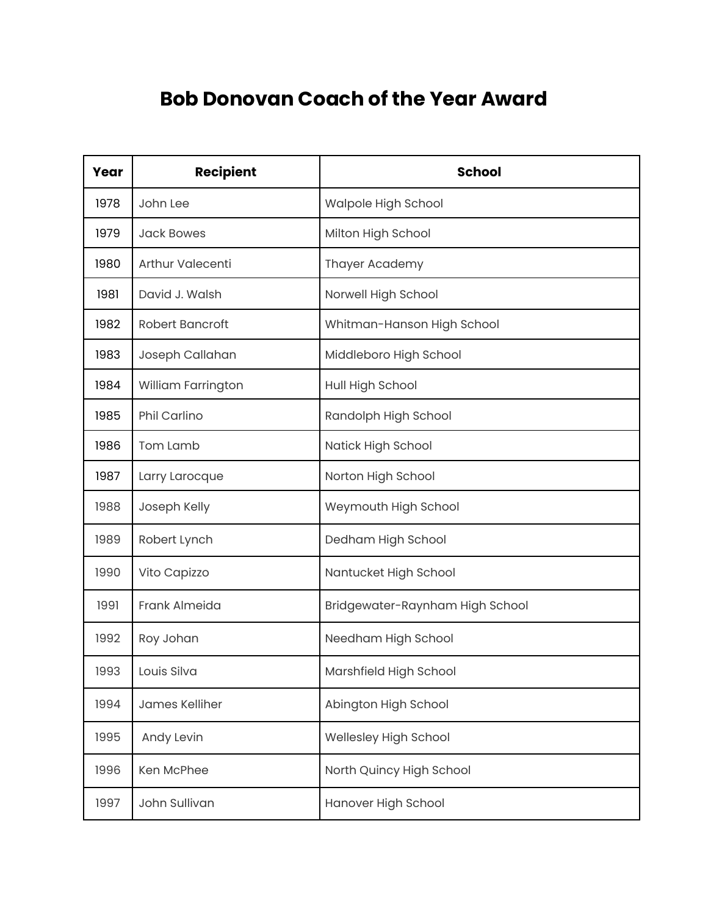# Bob Donovan Coach of the Year Award

| Year | Recipient | School |
|---|---|---|
| 1978 | John Lee | Walpole High School |
| 1979 | Jack Bowes | Milton High School |
| 1980 | Arthur Valecenti | Thayer Academy |
| 1981 | David J. Walsh | Norwell High School |
| 1982 | Robert Bancroft | Whitman-Hanson High School |
| 1983 | Joseph Callahan | Middleboro High School |
| 1984 | William Farrington | Hull High School |
| 1985 | Phil Carlino | Randolph High School |
| 1986 | Tom Lamb | Natick High School |
| 1987 | Larry Larocque | Norton High School |
| 1988 | Joseph Kelly | Weymouth High School |
| 1989 | Robert Lynch | Dedham High School |
| 1990 | Vito Capizzo | Nantucket High School |
| 1991 | Frank Almeida | Bridgewater-Raynham High School |
| 1992 | Roy Johan | Needham High School |
| 1993 | Louis Silva | Marshfield High School |
| 1994 | James Kelliher | Abington High School |
| 1995 | Andy Levin | Wellesley High School |
| 1996 | Ken McPhee | North Quincy High School |
| 1997 | John Sullivan | Hanover High School |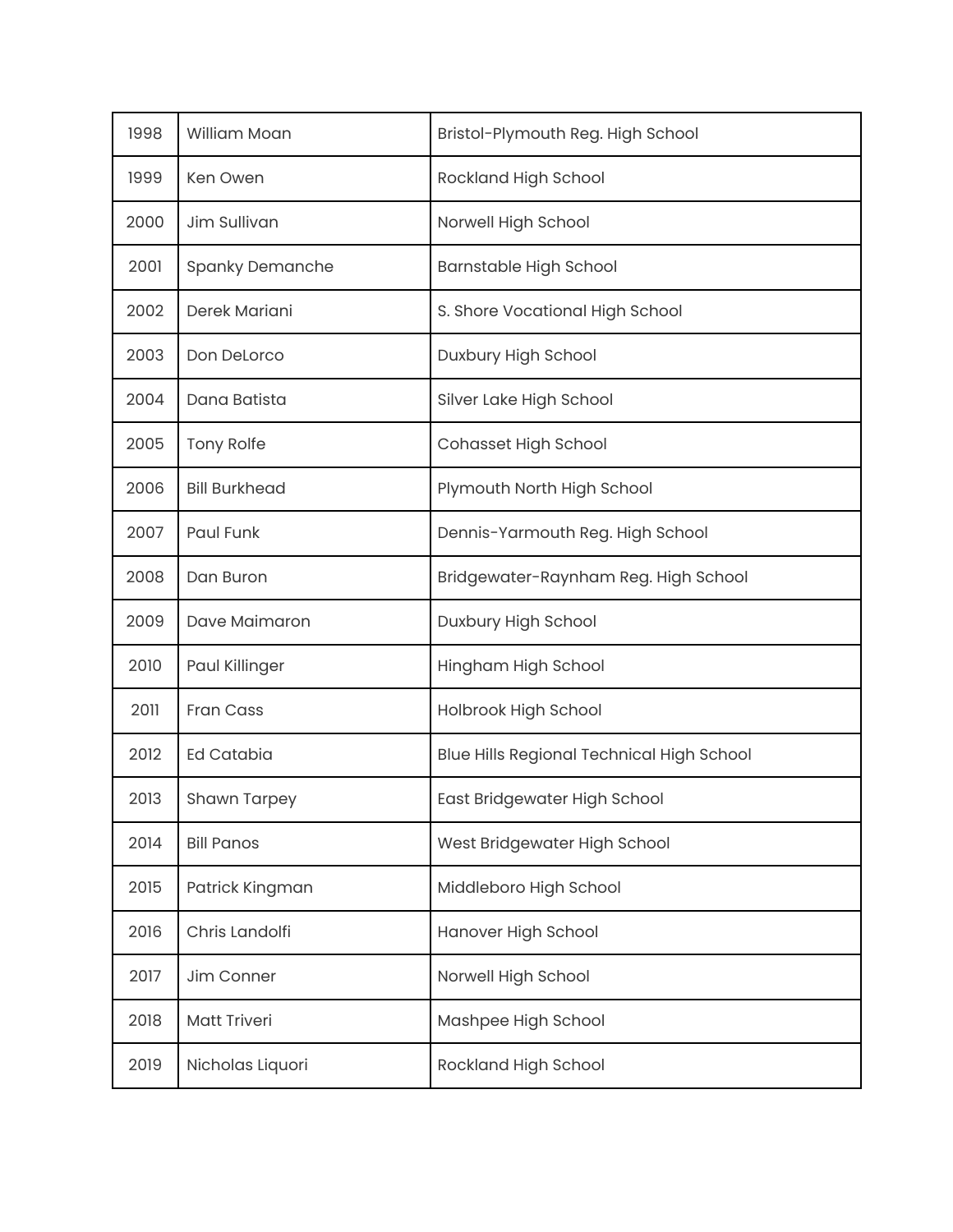| 1998 | William Moan | Bristol-Plymouth Reg. High School |
| --- | --- | --- |
| 1999 | Ken Owen | Rockland High School |
| 2000 | Jim Sullivan | Norwell High School |
| 2001 | Spanky Demanche | Barnstable High School |
| 2002 | Derek Mariani | S. Shore Vocational High School |
| 2003 | Don DeLorco | Duxbury High School |
| 2004 | Dana Batista | Silver Lake High School |
| 2005 | Tony Rolfe | Cohasset High School |
| 2006 | Bill Burkhead | Plymouth North High School |
| 2007 | Paul Funk | Dennis-Yarmouth Reg. High School |
| 2008 | Dan Buron | Bridgewater-Raynham Reg. High School |
| 2009 | Dave Maimaron | Duxbury High School |
| 2010 | Paul Killinger | Hingham High School |
| 2011 | Fran Cass | Holbrook High School |
| 2012 | Ed Catabia | Blue Hills Regional Technical High School |
| 2013 | Shawn Tarpey | East Bridgewater High School |
| 2014 | Bill Panos | West Bridgewater High School |
| 2015 | Patrick Kingman | Middleboro High School |
| 2016 | Chris Landolfi | Hanover High School |
| 2017 | Jim Conner | Norwell High School |
| 2018 | Matt Triveri | Mashpee High School |
| 2019 | Nicholas Liquori | Rockland High School |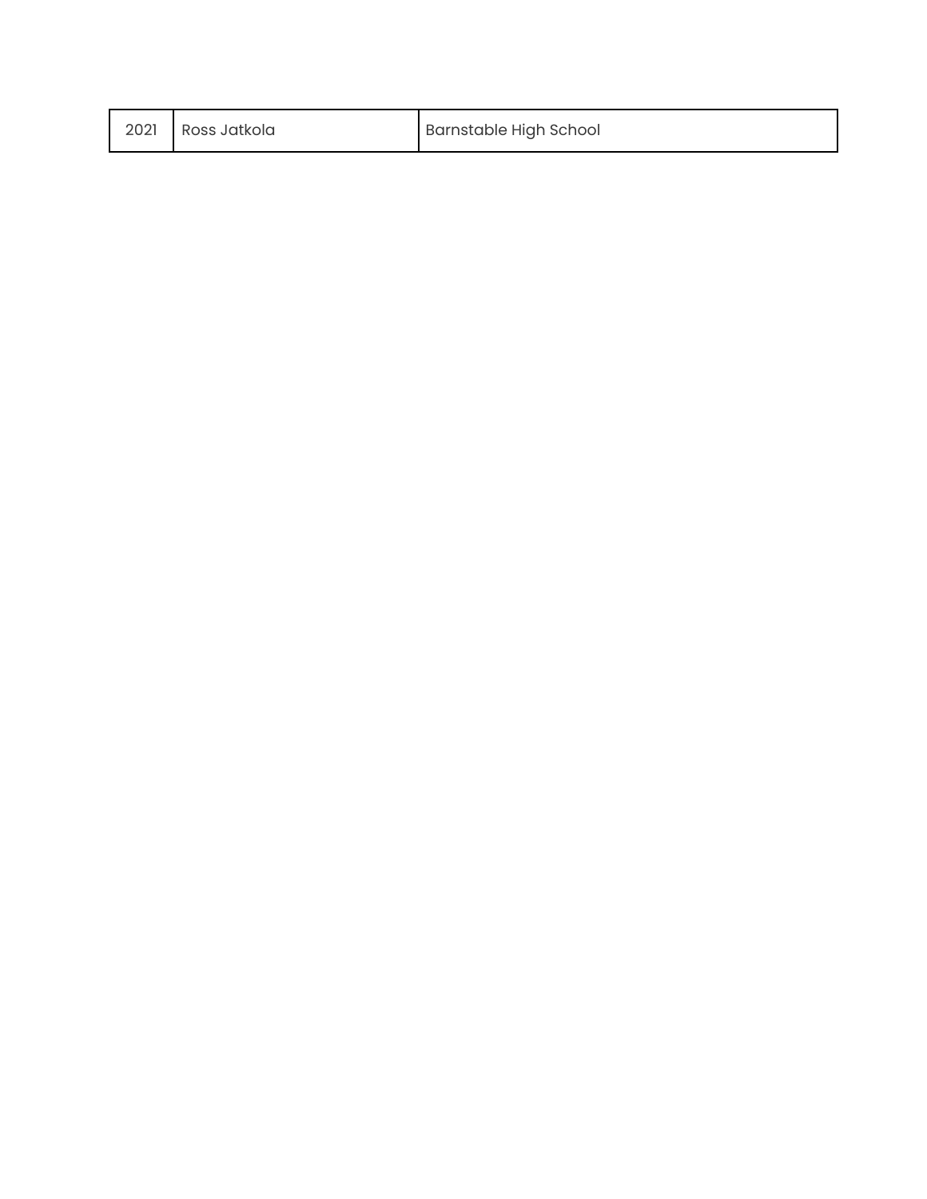| | | |
|---|---|---|
| 2021 | Ross Jatkola | Barnstable High School |